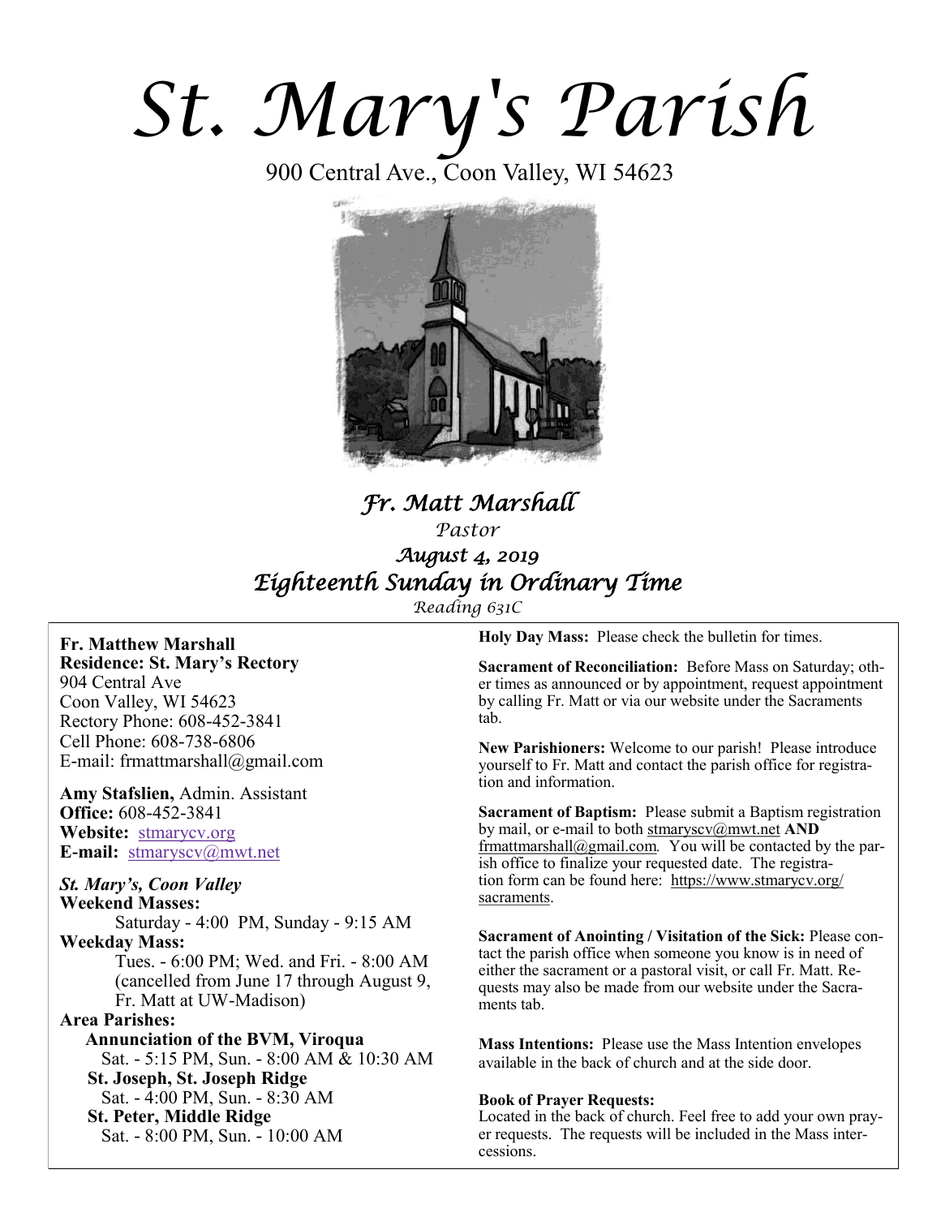# St. Mary's Parish

900 Central Ave., Coon Valley, WI 54623

## *Fr. Matt Marshall*

*Pastor*

### *August 4, 2019*

### *Eighteenth Sunday in Ordinary Time*

*Reading 631C*

**Fr. Matthew Marshall**
**Residence: St. Mary's Rectory**
904 Central Ave
Coon Valley, WI 54623
Rectory Phone: 608-452-3841
Cell Phone: 608-738-6806
E-mail: frmattmarshall@gmail.com

**Amy Stafslien,** Admin. Assistant
**Office:** 608-452-3841
**Website:** stmarycv.org
**E-mail:** stmaryscv@mwt.net

***St. Mary's, Coon Valley***
**Weekend Masses:**
Saturday - 4:00 PM, Sunday - 9:15 AM
**Weekday Mass:**
Tues. - 6:00 PM; Wed. and Fri. - 8:00 AM (cancelled from June 17 through August 9, Fr. Matt at UW-Madison)
**Area Parishes:**
**Annunciation of the BVM, Viroqua**
Sat. - 5:15 PM, Sun. - 8:00 AM & 10:30 AM
**St. Joseph, St. Joseph Ridge**
Sat. - 4:00 PM, Sun. - 8:30 AM
**St. Peter, Middle Ridge**
Sat. - 8:00 PM, Sun. - 10:00 AM

**Holy Day Mass:** Please check the bulletin for times.

**Sacrament of Reconciliation:** Before Mass on Saturday; other times as announced or by appointment, request appointment by calling Fr. Matt or via our website under the Sacraments tab.

**New Parishioners:** Welcome to our parish! Please introduce yourself to Fr. Matt and contact the parish office for registration and information.

**Sacrament of Baptism:** Please submit a Baptism registration by mail, or e-mail to both stmaryscv@mwt.net **AND** frmattmarshall@gmail.com. You will be contacted by the parish office to finalize your requested date. The registration form can be found here: https://www.stmarycv.org/sacraments.

**Sacrament of Anointing / Visitation of the Sick:** Please contact the parish office when someone you know is in need of either the sacrament or a pastoral visit, or call Fr. Matt. Requests may also be made from our website under the Sacraments tab.

**Mass Intentions:** Please use the Mass Intention envelopes available in the back of church and at the side door.

**Book of Prayer Requests:**
Located in the back of church. Feel free to add your own prayer requests. The requests will be included in the Mass intercessions.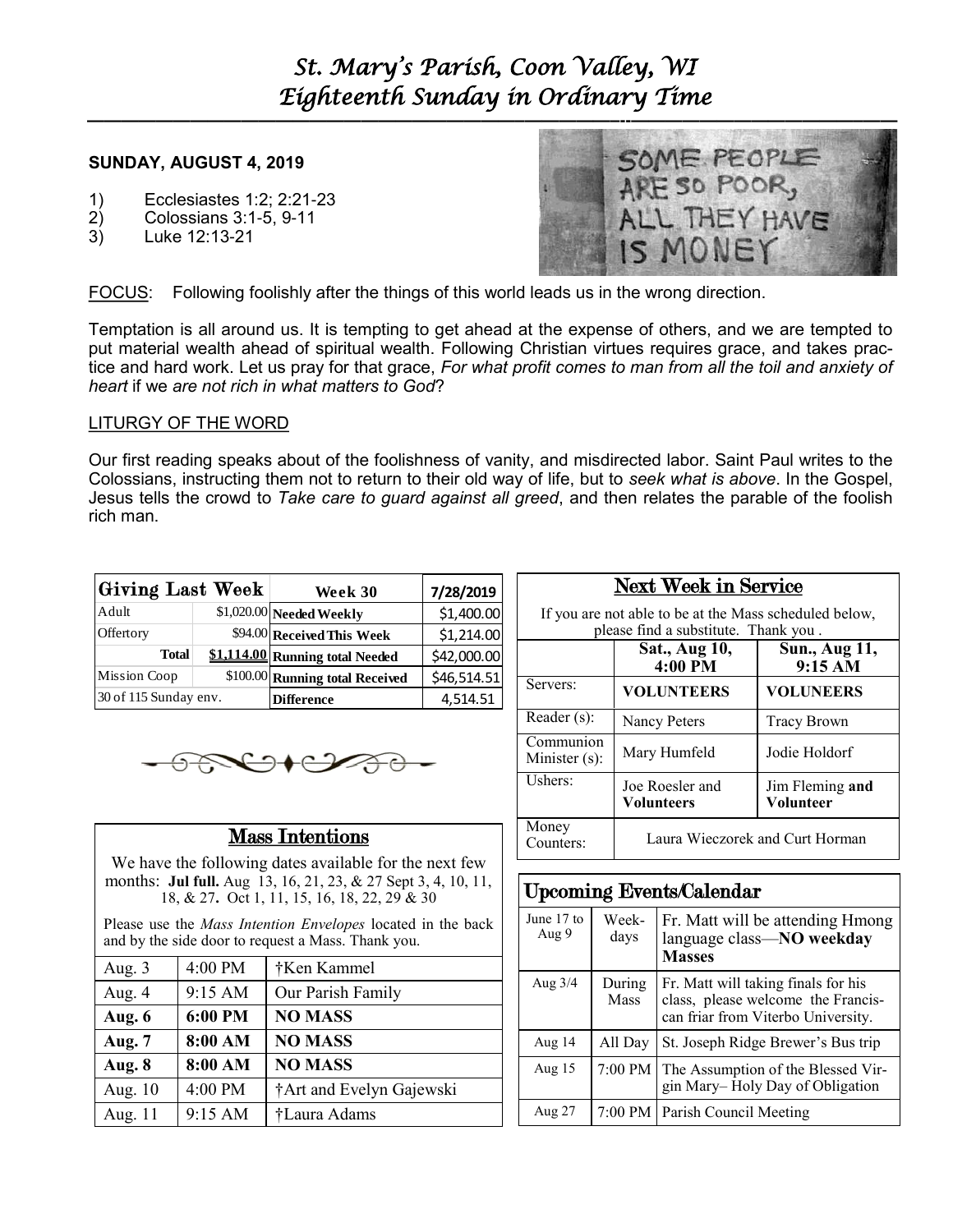# St. Mary's Parish, Coon Valley, WI
# Eighteenth Sunday in Ordinary Time

**SUNDAY, AUGUST 4, 2019**

1) Ecclesiastes 1:2; 2:21-23
2) Colossians 3:1-5, 9-11
3) Luke 12:13-21

SOME PEOPLE ARE SO POOR, ALL THEY HAVE IS MONEY

FOCUS: Following foolishly after the things of this world leads us in the wrong direction.

Temptation is all around us. It is tempting to get ahead at the expense of others, and we are tempted to put material wealth ahead of spiritual wealth. Following Christian virtues requires grace, and takes practice and hard work. Let us pray for that grace, *For what profit comes to man from all the toil and anxiety of heart* if we *are not rich in what matters to God*?

LITURGY OF THE WORD

Our first reading speaks about of the foolishness of vanity, and misdirected labor. Saint Paul writes to the Colossians, instructing them not to return to their old way of life, but to *seek what is above*. In the Gospel, Jesus tells the crowd to *Take care to guard against all greed*, and then relates the parable of the foolish rich man.

| Giving Last Week | | Week 30 | 7/28/2019 |
|---|---|---|---|
| Adult | $1,020.00 | **Needed Weekly** | $1,400.00 |
| Offertory | $94.00 | **Received This Week** | $1,214.00 |
| **Total** | **$1,114.00** | **Running total Needed** | $42,000.00 |
| Mission Coop | $100.00 | **Running total Received** | $46,514.51 |
| 30 of 115 Sunday env. | | **Difference** | 4,514.51 |

## Mass Intentions

We have the following dates available for the next few months: **Jul full.** Aug 13, 16, 21, 23, & 27 Sept 3, 4, 10, 11, 18, & 27**.** Oct 1, 11, 15, 16, 18, 22, 29 & 30

Please use the *Mass Intention Envelopes* located in the back and by the side door to request a Mass. Thank you.

| | | |
|---|---|---|
| Aug. 3 | 4:00 PM | †Ken Kammel |
| Aug. 4 | 9:15 AM | Our Parish Family |
| **Aug. 6** | **6:00 PM** | **NO MASS** |
| **Aug. 7** | **8:00 AM** | **NO MASS** |
| **Aug. 8** | **8:00 AM** | **NO MASS** |
| Aug. 10 | 4:00 PM | †Art and Evelyn Gajewski |
| Aug. 11 | 9:15 AM | †Laura Adams |

## Next Week in Service

If you are not able to be at the Mass scheduled below, please find a substitute. Thank you .

| | Sat., Aug 10, 4:00 PM | Sun., Aug 11, 9:15 AM |
|---|---|---|
| Servers: | **VOLUNTEERS** | **VOLUNEERS** |
| Reader (s): | Nancy Peters | Tracy Brown |
| Communion Minister (s): | Mary Humfeld | Jodie Holdorf |
| Ushers: | Joe Roesler and **Volunteers** | Jim Fleming **and Volunteer** |
| Money Counters: | Laura Wieczorek and Curt Horman | |

## Upcoming Events/Calendar

| | | |
|---|---|---|
| June 17 to Aug 9 | Week-days | Fr. Matt will be attending Hmong language class—**NO weekday Masses** |
| Aug 3/4 | During Mass | Fr. Matt will taking finals for his class, please welcome the Franciscan friar from Viterbo University. |
| Aug 14 | All Day | St. Joseph Ridge Brewer's Bus trip |
| Aug 15 | 7:00 PM | The Assumption of the Blessed Virgin Mary– Holy Day of Obligation |
| Aug 27 | 7:00 PM | Parish Council Meeting |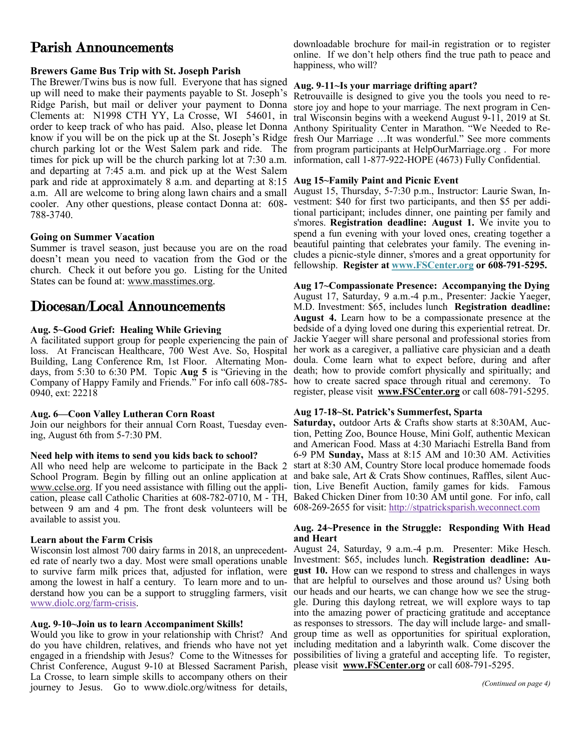## Parish Announcements

**Brewers Game Bus Trip with St. Joseph Parish**

The Brewer/Twins bus is now full. Everyone that has signed up will need to make their payments payable to St. Joseph's Ridge Parish, but mail or deliver your payment to Donna Clements at: N1998 CTH YY, La Crosse, WI 54601, in order to keep track of who has paid. Also, please let Donna know if you will be on the pick up at the St. Joseph's Ridge church parking lot or the West Salem park and ride. The times for pick up will be the church parking lot at 7:30 a.m. and departing at 7:45 a.m. and pick up at the West Salem park and ride at approximately 8 a.m. and departing at 8:15 a.m. All are welcome to bring along lawn chairs and a small cooler. Any other questions, please contact Donna at: 608-788-3740.

**Going on Summer Vacation**

Summer is travel season, just because you are on the road doesn't mean you need to vacation from the God or the church. Check it out before you go. Listing for the United States can be found at: www.masstimes.org.

## Diocesan/Local Announcements

**Aug. 5~Good Grief: Healing While Grieving**

A facilitated support group for people experiencing the pain of loss. At Franciscan Healthcare, 700 West Ave. So, Hospital Building, Lang Conference Rm, 1st Floor. Alternating Mondays, from 5:30 to 6:30 PM. Topic **Aug 5** is "Grieving in the Company of Happy Family and Friends." For info call 608-785-0940, ext: 22218

**Aug. 6—Coon Valley Lutheran Corn Roast**

Join our neighbors for their annual Corn Roast, Tuesday evening, August 6th from 5-7:30 PM.

**Need help with items to send you kids back to school?**

All who need help are welcome to participate in the Back 2 School Program. Begin by filling out an online application at www.cclse.org. If you need assistance with filling out the application, please call Catholic Charities at 608-782-0710, M - TH, between 9 am and 4 pm. The front desk volunteers will be available to assist you.

**Learn about the Farm Crisis**

Wisconsin lost almost 700 dairy farms in 2018, an unprecedented rate of nearly two a day. Most were small operations unable to survive farm milk prices that, adjusted for inflation, were among the lowest in half a century. To learn more and to understand how you can be a support to struggling farmers, visit www.diolc.org/farm-crisis.

**Aug. 9-10~Join us to learn Accompaniment Skills!**

Would you like to grow in your relationship with Christ? And do you have children, relatives, and friends who have not yet engaged in a friendship with Jesus? Come to the Witnesses for Christ Conference, August 9-10 at Blessed Sacrament Parish, La Crosse, to learn simple skills to accompany others on their journey to Jesus. Go to www.diolc.org/witness for details, downloadable brochure for mail-in registration or to register online. If we don't help others find the true path to peace and happiness, who will?

**Aug. 9-11~Is your marriage drifting apart?**

Retrouvaille is designed to give you the tools you need to restore joy and hope to your marriage. The next program in Central Wisconsin begins with a weekend August 9-11, 2019 at St. Anthony Spirituality Center in Marathon. "We Needed to Refresh Our Marriage …It was wonderful." See more comments from program participants at HelpOurMarriage.org . For more information, call 1-877-922-HOPE (4673) Fully Confidential.

**Aug 15~Family Paint and Picnic Event**

August 15, Thursday, 5-7:30 p.m., Instructor: Laurie Swan, Investment: $40 for first two participants, and then $5 per additional participant; includes dinner, one painting per family and s'mores. **Registration deadline: August 1.** We invite you to spend a fun evening with your loved ones, creating together a beautiful painting that celebrates your family. The evening includes a picnic-style dinner, s'mores and a great opportunity for fellowship. **Register at www.FSCenter.org or 608-791-5295.**

**Aug 17~Compassionate Presence: Accompanying the Dying**

August 17, Saturday, 9 a.m.-4 p.m., Presenter: Jackie Yaeger, M.D. Investment: $65, includes lunch **Registration deadline: August 4.** Learn how to be a compassionate presence at the bedside of a dying loved one during this experiential retreat. Dr. Jackie Yaeger will share personal and professional stories from her work as a caregiver, a palliative care physician and a death doula. Come learn what to expect before, during and after death; how to provide comfort physically and spiritually; and how to create sacred space through ritual and ceremony. To register, please visit **www.FSCenter.org** or call 608-791-5295.

**Aug 17-18~St. Patrick's Summerfest, Sparta**

**Saturday,** outdoor Arts & Crafts show starts at 8:30AM, Auction, Petting Zoo, Bounce House, Mini Golf, authentic Mexican and American Food. Mass at 4:30 Mariachi Estrella Band from 6-9 PM **Sunday,** Mass at 8:15 AM and 10:30 AM. Activities start at 8:30 AM, Country Store local produce homemade foods and bake sale, Art & Crats Show continues, Raffles, silent Auction, Live Benefit Auction, family games for kids. Famous Baked Chicken Diner from 10:30 AM until gone. For info, call 608-269-2655 for visit: http://stpatricksparish.weconnect.com

**Aug. 24~Presence in the Struggle: Responding With Head and Heart**

August 24, Saturday, 9 a.m.-4 p.m. Presenter: Mike Hesch. Investment: $65, includes lunch. **Registration deadline: August 10.** How can we respond to stress and challenges in ways that are helpful to ourselves and those around us? Using both our heads and our hearts, we can change how we see the struggle. During this daylong retreat, we will explore ways to tap into the amazing power of practicing gratitude and acceptance as responses to stressors. The day will include large- and small-group time as well as opportunities for spiritual exploration, including meditation and a labyrinth walk. Come discover the possibilities of living a grateful and accepting life. To register, please visit **www.FSCenter.org** or call 608-791-5295.

*(Continued on page 4)*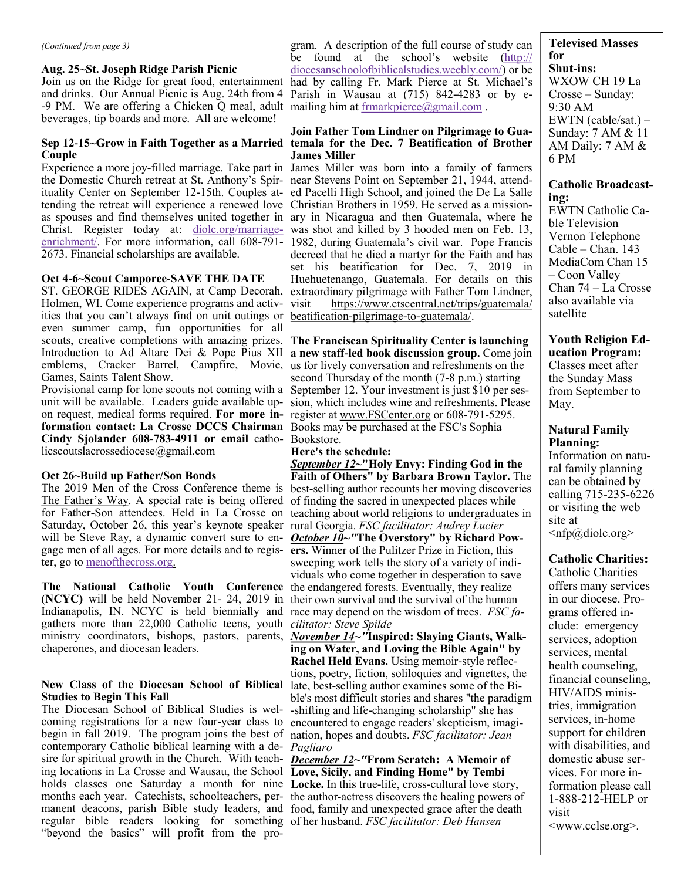*(Continued from page 3)*

**Aug. 25~St. Joseph Ridge Parish Picnic**

Join us on the Ridge for great food, entertainment and drinks. Our Annual Picnic is Aug. 24th from 4 -9 PM. We are offering a Chicken Q meal, adult beverages, tip boards and more. All are welcome!

**Sep 12-15~Grow in Faith Together as a Married Couple**

Experience a more joy-filled marriage. Take part in the Domestic Church retreat at St. Anthony's Spirituality Center on September 12-15th. Couples attending the retreat will experience a renewed love as spouses and find themselves united together in Christ. Register today at: diolc.org/marriage-enrichment/. For more information, call 608-791-2673. Financial scholarships are available.

**Oct 4-6~Scout Camporee-SAVE THE DATE**

ST. GEORGE RIDES AGAIN, at Camp Decorah, Holmen, WI. Come experience programs and activities that you can't always find on unit outings or even summer camp, fun opportunities for all scouts, creative completions with amazing prizes. Introduction to Ad Altare Dei & Pope Pius XII emblems, Cracker Barrel, Campfire, Movie, Games, Saints Talent Show.

Provisional camp for lone scouts not coming with a unit will be available. Leaders guide available upon request, medical forms required. **For more information contact: La Crosse DCCS Chairman Cindy Sjolander 608-783-4911 or email** catholicscoutslacrossediocese@gmail.com

**Oct 26~Build up Father/Son Bonds**

The 2019 Men of the Cross Conference theme is The Father's Way. A special rate is being offered for Father-Son attendees. Held in La Crosse on Saturday, October 26, this year's keynote speaker will be Steve Ray, a dynamic convert sure to engage men of all ages. For more details and to register, go to menofthecross.org.

**The National Catholic Youth Conference (NCYC)** will be held November 21- 24, 2019 in Indianapolis, IN. NCYC is held biennially and gathers more than 22,000 Catholic teens, youth ministry coordinators, bishops, pastors, parents, chaperones, and diocesan leaders.

**New Class of the Diocesan School of Biblical Studies to Begin This Fall**

The Diocesan School of Biblical Studies is welcoming registrations for a new four-year class to begin in fall 2019. The program joins the best of contemporary Catholic biblical learning with a desire for spiritual growth in the Church. With teaching locations in La Crosse and Wausau, the School holds classes one Saturday a month for nine months each year. Catechists, schoolteachers, permanent deacons, parish Bible study leaders, and regular bible readers looking for something "beyond the basics" will profit from the program. A description of the full course of study can be found at the school's website (http://diocesanschoolofbiblicalstudies.weebly.com/) or be had by calling Fr. Mark Pierce at St. Michael's Parish in Wausau at (715) 842-4283 or by e-mailing him at frmarkpierce@gmail.com .

**Join Father Tom Lindner on Pilgrimage to Guatemala for the Dec. 7 Beatification of Brother James Miller**

James Miller was born into a family of farmers near Stevens Point on September 21, 1944, attended Pacelli High School, and joined the De La Salle Christian Brothers in 1959. He served as a missionary in Nicaragua and then Guatemala, where he was shot and killed by 3 hooded men on Feb. 13, 1982, during Guatemala's civil war. Pope Francis decreed that he died a martyr for the Faith and has set his beatification for Dec. 7, 2019 in Huehuetenango, Guatemala. For details on this extraordinary pilgrimage with Father Tom Lindner, visit https://www.ctscentral.net/trips/guatemala/beatification-pilgrimage-to-guatemala/.

**The Franciscan Spirituality Center is launching a new staff-led book discussion group.** Come join us for lively conversation and refreshments on the second Thursday of the month (7-8 p.m.) starting September 12. Your investment is just $10 per session, which includes wine and refreshments. Please register at www.FSCenter.org or 608-791-5295. Books may be purchased at the FSC's Sophia Bookstore.

**Here's the schedule:**

***September 12*~"Holy Envy: Finding God in the Faith of Others" by Barbara Brown Taylor.** The best-selling author recounts her moving discoveries of finding the sacred in unexpected places while teaching about world religions to undergraduates in rural Georgia. *FSC facilitator: Audrey Lucier*

***October 10*~"The Overstory" by Richard Powers.** Winner of the Pulitzer Prize in Fiction, this sweeping work tells the story of a variety of individuals who come together in desperation to save the endangered forests. Eventually, they realize their own survival and the survival of the human race may depend on the wisdom of trees. *FSC facilitator: Steve Spilde*

***November 14*~"Inspired: Slaying Giants, Walking on Water, and Loving the Bible Again" by Rachel Held Evans.** Using memoir-style reflections, poetry, fiction, soliloquies and vignettes, the late, best-selling author examines some of the Bible's most difficult stories and shares "the paradigm-shifting and life-changing scholarship" she has encountered to engage readers' skepticism, imagination, hopes and doubts. *FSC facilitator: Jean Pagliaro*

***December 12*~"From Scratch: A Memoir of Love, Sicily, and Finding Home" by Tembi Locke.** In this true-life, cross-cultural love story, the author-actress discovers the healing powers of food, family and unexpected grace after the death of her husband. *FSC facilitator: Deb Hansen*

**Televised Masses for Shut-ins:**
WXOW CH 19 La Crosse – Sunday: 9:30 AM
EWTN (cable/sat.) – Sunday: 7 AM & 11 AM Daily: 7 AM & 6 PM

**Catholic Broadcasting:**
EWTN Catholic Cable Television
Vernon Telephone Cable – Chan. 143
MediaCom Chan 15 – Coon Valley
Chan 74 – La Crosse
also available via satellite

**Youth Religion Education Program:**
Classes meet after the Sunday Mass from September to May.

**Natural Family Planning:**
Information on natural family planning can be obtained by calling 715-235-6226 or visiting the web site at <nfp@diolc.org>

**Catholic Charities:**
Catholic Charities offers many services in our diocese. Programs offered include: emergency services, adoption services, mental health counseling, financial counseling, HIV/AIDS ministries, immigration services, in-home support for children with disabilities, and domestic abuse services. For more information please call 1-888-212-HELP or visit <www.cclse.org>.